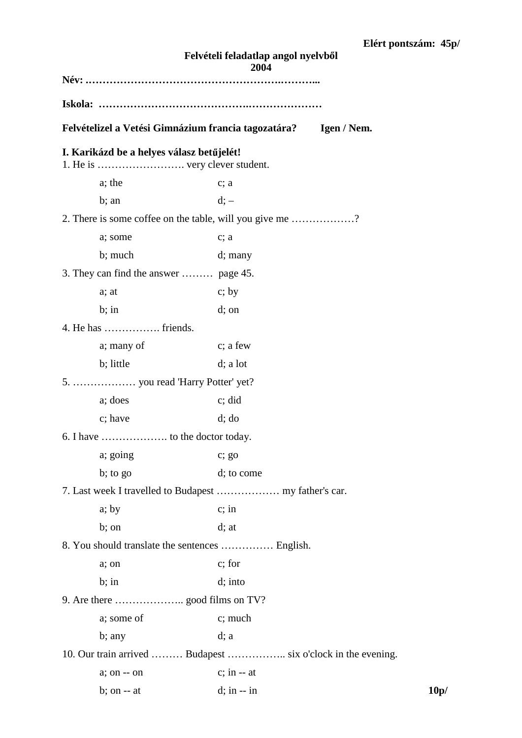**Elért pontszám: 45p/**

**Felvételi feladatlap angol nyelvből**
**2004**

**Név: ……………………………………………………………...**

**Iskola: ……………………………………..…………………**

**Felvételizel a Vetési Gimnázium francia tagozatára? Igen / Nem.**

**I. Karikázd be a helyes válasz betűjelét!**

1. He is ……………………. very clever student.

   a; the c; a

   b; an d; –

2. There is some coffee on the table, will you give me ………………?

   a; some c; a

   b; much d; many

3. They can find the answer ……… page 45.

   a; at c; by

   b; in d; on

4. He has ……………. friends.

   a; many of c; a few

   b; little d; a lot

5. ……………… you read 'Harry Potter' yet?

   a; does c; did

   c; have d; do

6. I have ………………. to the doctor today.

   a; going c; go

   b; to go d; to come

7. Last week I travelled to Budapest ……………… my father's car.

   a; by c; in

   b; on d; at

8. You should translate the sentences …………… English.

   a; on c; for

   b; in d; into

9. Are there ……………….. good films on TV?

   a; some of c; much

   b; any d; a

10. Our train arrived ……… Budapest …………….. six o'clock in the evening.

    a; on -- on c; in -- at

    b; on -- at d; in -- in

**10p/**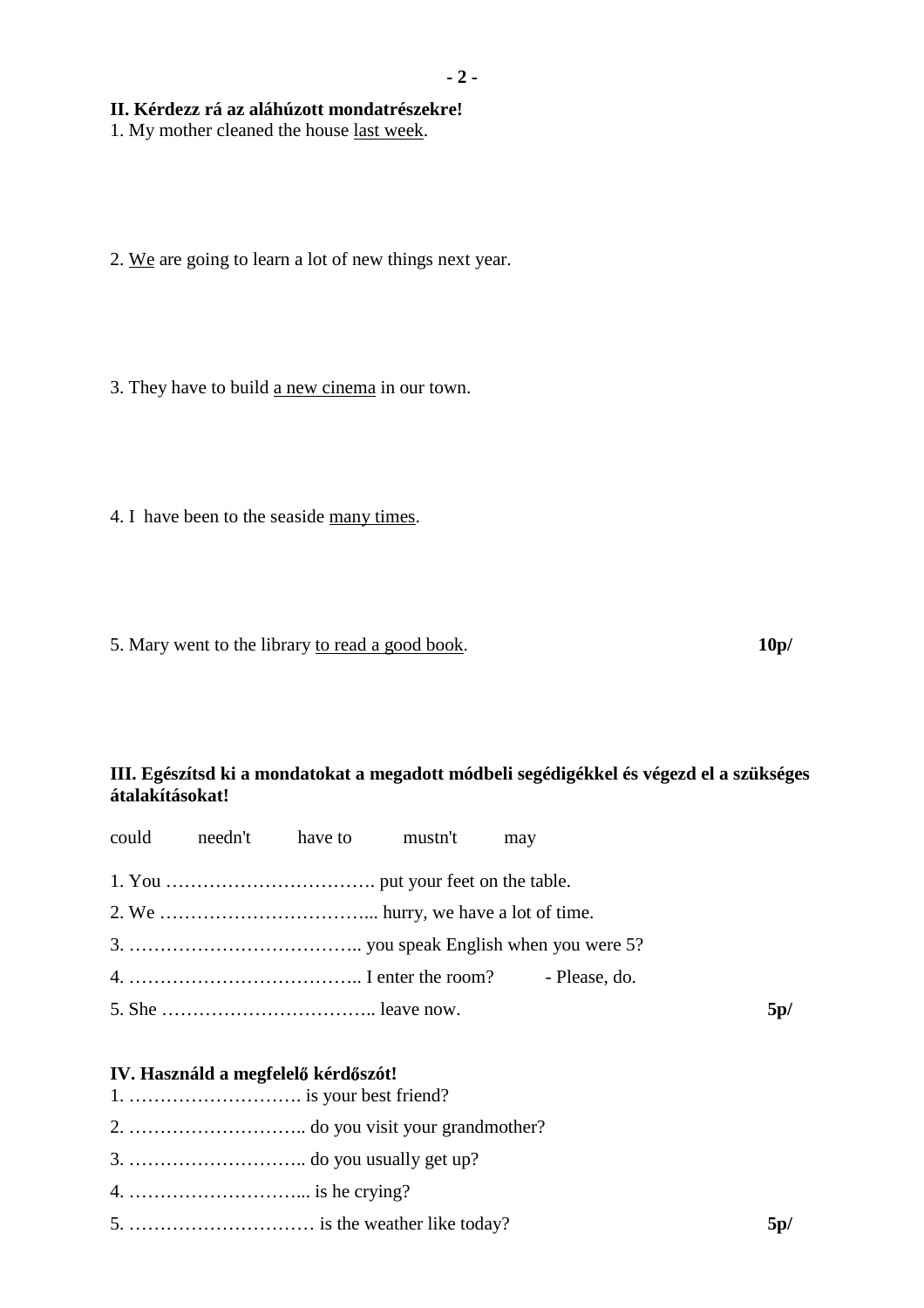**II. Kérdezz rá az aláhúzott mondatrészekre!**

1. My mother cleaned the house <u>last week</u>.

2. <u>We</u> are going to learn a lot of new things next year.

3. They have to build <u>a new cinema</u> in our town.

4. I have been to the seaside <u>many times</u>.

5. Mary went to the library <u>to read a good book</u>. **10p/**

**III. Egészítsd ki a mondatokat a megadott módbeli segédigékkel és végezd el a szükséges átalakításokat!**

could needn't have to mustn't may

1. You ……………………………. put your feet on the table.
2. We ……………………………... hurry, we have a lot of time.
3. ……………………………….. you speak English when you were 5?
4. ……………………………….. I enter the room? - Please, do.
5. She …………………………….. leave now. **5p/**

**IV. Használd a megfelelő kérdőszót!**

1. ………………………. is your best friend?
2. ……………………….. do you visit your grandmother?
3. ……………………….. do you usually get up?
4. ………………………... is he crying?
5. ………………………… is the weather like today? **5p/**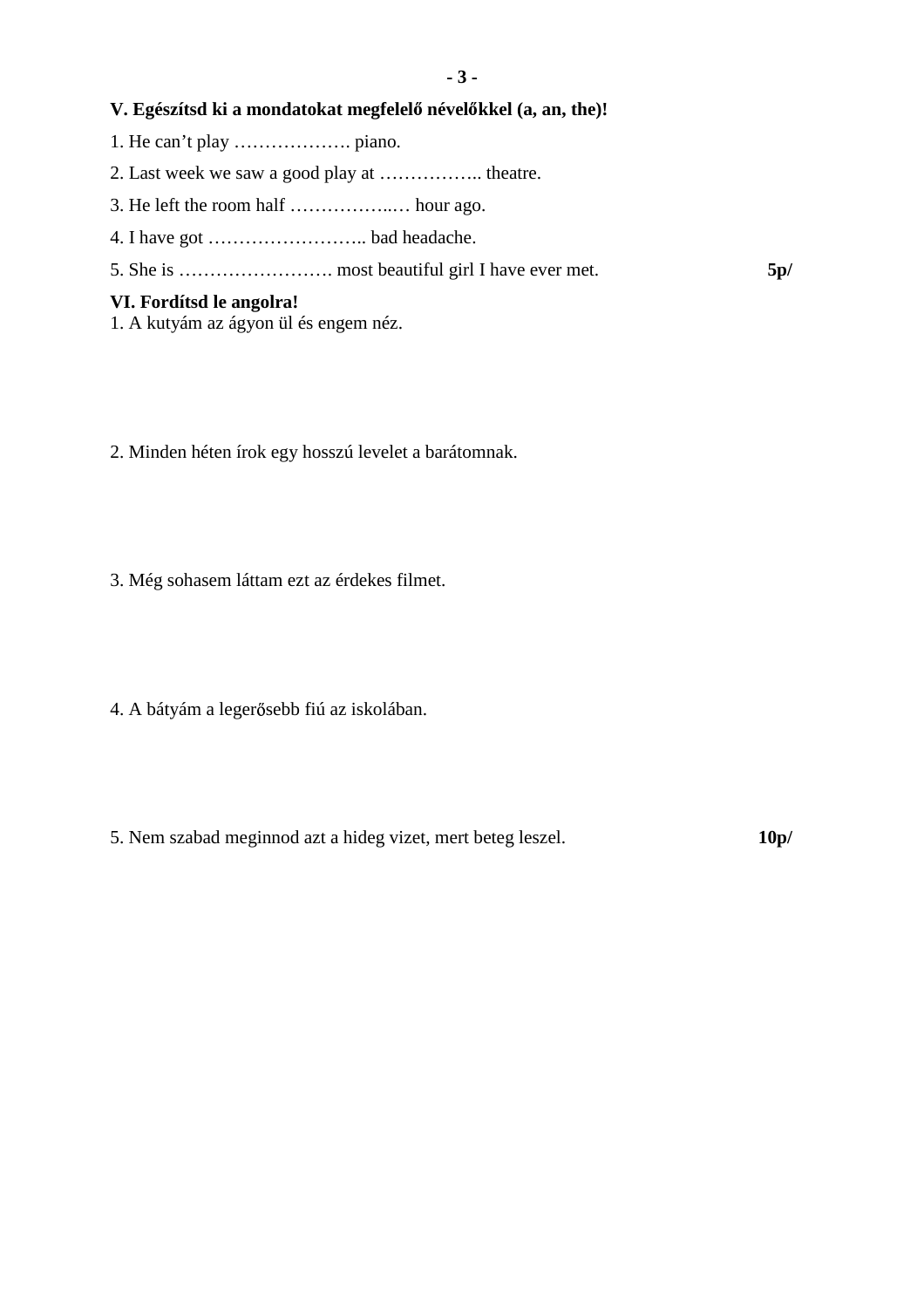**V. Egészítsd ki a mondatokat megfelelő névelőkkel (a, an, the)!**

1. He can’t play ………………. piano.
2. Last week we saw a good play at …………….. theatre.
3. He left the room half ……………..… hour ago.
4. I have got …………………….. bad headache.
5. She is ……………………. most beautiful girl I have ever met. **5p/**

**VI. Fordítsd le angolra!**

1. A kutyám az ágyon ül és engem néz.

2. Minden héten írok egy hosszú levelet a barátomnak.

3. Még sohasem láttam ezt az érdekes filmet.

4. A bátyám a legerősebb fiú az iskolában.

5. Nem szabad meginnod azt a hideg vizet, mert beteg leszel. **10p/**